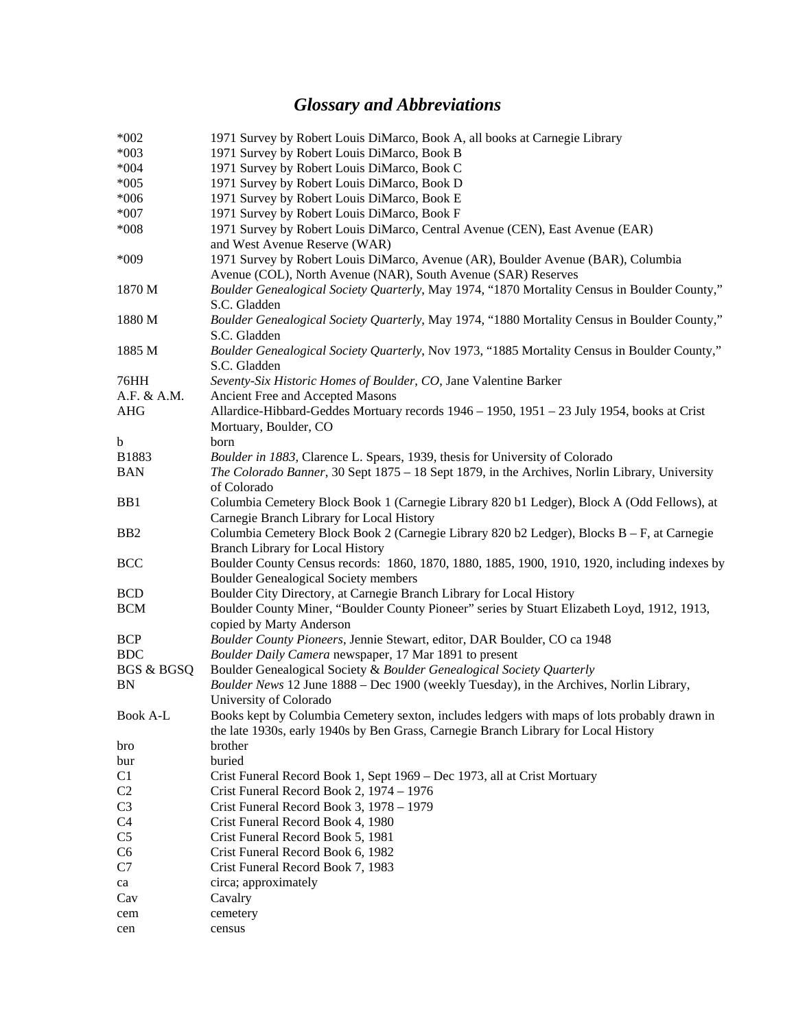# *Glossary and Abbreviations*

| | |
|---|---|
| *002 | 1971 Survey by Robert Louis DiMarco, Book A, all books at Carnegie Library |
| *003 | 1971 Survey by Robert Louis DiMarco, Book B |
| *004 | 1971 Survey by Robert Louis DiMarco, Book C |
| *005 | 1971 Survey by Robert Louis DiMarco, Book D |
| *006 | 1971 Survey by Robert Louis DiMarco, Book E |
| *007 | 1971 Survey by Robert Louis DiMarco, Book F |
| *008 | 1971 Survey by Robert Louis DiMarco, Central Avenue (CEN), East Avenue (EAR) and West Avenue Reserve (WAR) |
| *009 | 1971 Survey by Robert Louis DiMarco, Avenue (AR), Boulder Avenue (BAR), Columbia Avenue (COL), North Avenue (NAR), South Avenue (SAR) Reserves |
| 1870 M | *Boulder Genealogical Society Quarterly*, May 1974, "1870 Mortality Census in Boulder County," S.C. Gladden |
| 1880 M | *Boulder Genealogical Society Quarterly*, May 1974, "1880 Mortality Census in Boulder County," S.C. Gladden |
| 1885 M | *Boulder Genealogical Society Quarterly*, Nov 1973, "1885 Mortality Census in Boulder County," S.C. Gladden |
| 76HH | *Seventy-Six Historic Homes of Boulder, CO*, Jane Valentine Barker |
| A.F. & A.M. | Ancient Free and Accepted Masons |
| AHG | Allardice-Hibbard-Geddes Mortuary records 1946 – 1950, 1951 – 23 July 1954, books at Crist Mortuary, Boulder, CO |
| b | born |
| B1883 | *Boulder in 1883*, Clarence L. Spears, 1939, thesis for University of Colorado |
| BAN | *The Colorado Banner*, 30 Sept 1875 – 18 Sept 1879, in the Archives, Norlin Library, University of Colorado |
| BB1 | Columbia Cemetery Block Book 1 (Carnegie Library 820 b1 Ledger), Block A (Odd Fellows), at Carnegie Branch Library for Local History |
| BB2 | Columbia Cemetery Block Book 2 (Carnegie Library 820 b2 Ledger), Blocks B – F, at Carnegie Branch Library for Local History |
| BCC | Boulder County Census records: 1860, 1870, 1880, 1885, 1900, 1910, 1920, including indexes by Boulder Genealogical Society members |
| BCD | Boulder City Directory, at Carnegie Branch Library for Local History |
| BCM | Boulder County Miner, "Boulder County Pioneer" series by Stuart Elizabeth Loyd, 1912, 1913, copied by Marty Anderson |
| BCP | *Boulder County Pioneers*, Jennie Stewart, editor, DAR Boulder, CO ca 1948 |
| BDC | *Boulder Daily Camera* newspaper, 17 Mar 1891 to present |
| BGS & BGSQ | Boulder Genealogical Society & *Boulder Genealogical Society Quarterly* |
| BN | *Boulder News* 12 June 1888 – Dec 1900 (weekly Tuesday), in the Archives, Norlin Library, University of Colorado |
| Book A-L | Books kept by Columbia Cemetery sexton, includes ledgers with maps of lots probably drawn in the late 1930s, early 1940s by Ben Grass, Carnegie Branch Library for Local History |
| bro | brother |
| bur | buried |
| C1 | Crist Funeral Record Book 1, Sept 1969 – Dec 1973, all at Crist Mortuary |
| C2 | Crist Funeral Record Book 2, 1974 – 1976 |
| C3 | Crist Funeral Record Book 3, 1978 – 1979 |
| C4 | Crist Funeral Record Book 4, 1980 |
| C5 | Crist Funeral Record Book 5, 1981 |
| C6 | Crist Funeral Record Book 6, 1982 |
| C7 | Crist Funeral Record Book 7, 1983 |
| ca | circa; approximately |
| Cav | Cavalry |
| cem | cemetery |
| cen | census |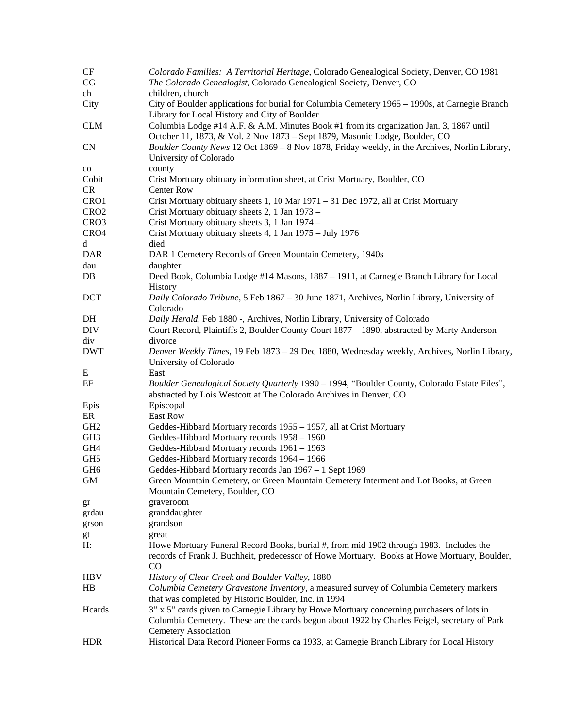| | |
|---|---|
| CF | *Colorado Families: A Territorial Heritage*, Colorado Genealogical Society, Denver, CO 1981 |
| CG | *The Colorado Genealogist*, Colorado Genealogical Society, Denver, CO |
| ch | children, church |
| City | City of Boulder applications for burial for Columbia Cemetery 1965 – 1990s, at Carnegie Branch Library for Local History and City of Boulder |
| CLM | Columbia Lodge #14 A.F. & A.M. Minutes Book #1 from its organization Jan. 3, 1867 until October 11, 1873, & Vol. 2 Nov 1873 – Sept 1879, Masonic Lodge, Boulder, CO |
| CN | *Boulder County News* 12 Oct 1869 – 8 Nov 1878, Friday weekly, in the Archives, Norlin Library, University of Colorado |
| co | county |
| Cobit | Crist Mortuary obituary information sheet, at Crist Mortuary, Boulder, CO |
| CR | Center Row |
| CRO1 | Crist Mortuary obituary sheets 1, 10 Mar 1971 – 31 Dec 1972, all at Crist Mortuary |
| CRO2 | Crist Mortuary obituary sheets 2, 1 Jan 1973 – |
| CRO3 | Crist Mortuary obituary sheets 3, 1 Jan 1974 – |
| CRO4 | Crist Mortuary obituary sheets 4, 1 Jan 1975 – July 1976 |
| d | died |
| DAR | DAR 1 Cemetery Records of Green Mountain Cemetery, 1940s |
| dau | daughter |
| DB | Deed Book, Columbia Lodge #14 Masons, 1887 – 1911, at Carnegie Branch Library for Local History |
| DCT | *Daily Colorado Tribune*, 5 Feb 1867 – 30 June 1871, Archives, Norlin Library, University of Colorado |
| DH | *Daily Herald*, Feb 1880 -, Archives, Norlin Library, University of Colorado |
| DIV | Court Record, Plaintiffs 2, Boulder County Court 1877 – 1890, abstracted by Marty Anderson |
| div | divorce |
| DWT | *Denver Weekly Times*, 19 Feb 1873 – 29 Dec 1880, Wednesday weekly, Archives, Norlin Library, University of Colorado |
| E | East |
| EF | *Boulder Genealogical Society Quarterly* 1990 – 1994, "Boulder County, Colorado Estate Files", abstracted by Lois Westcott at The Colorado Archives in Denver, CO |
| Epis | Episcopal |
| ER | East Row |
| GH2 | Geddes-Hibbard Mortuary records 1955 – 1957, all at Crist Mortuary |
| GH3 | Geddes-Hibbard Mortuary records 1958 – 1960 |
| GH4 | Geddes-Hibbard Mortuary records 1961 – 1963 |
| GH5 | Geddes-Hibbard Mortuary records 1964 – 1966 |
| GH6 | Geddes-Hibbard Mortuary records Jan 1967 – 1 Sept 1969 |
| GM | Green Mountain Cemetery, or Green Mountain Cemetery Interment and Lot Books, at Green Mountain Cemetery, Boulder, CO |
| gr | graveroom |
| grdau | granddaughter |
| grson | grandson |
| gt | great |
| H: | Howe Mortuary Funeral Record Books, burial #, from mid 1902 through 1983. Includes the records of Frank J. Buchheit, predecessor of Howe Mortuary. Books at Howe Mortuary, Boulder, CO |
| HBV | *History of Clear Creek and Boulder Valley*, 1880 |
| HB | *Columbia Cemetery Gravestone Inventory*, a measured survey of Columbia Cemetery markers that was completed by Historic Boulder, Inc. in 1994 |
| Hcards | 3" x 5" cards given to Carnegie Library by Howe Mortuary concerning purchasers of lots in Columbia Cemetery. These are the cards begun about 1922 by Charles Feigel, secretary of Park Cemetery Association |
| HDR | Historical Data Record Pioneer Forms ca 1933, at Carnegie Branch Library for Local History |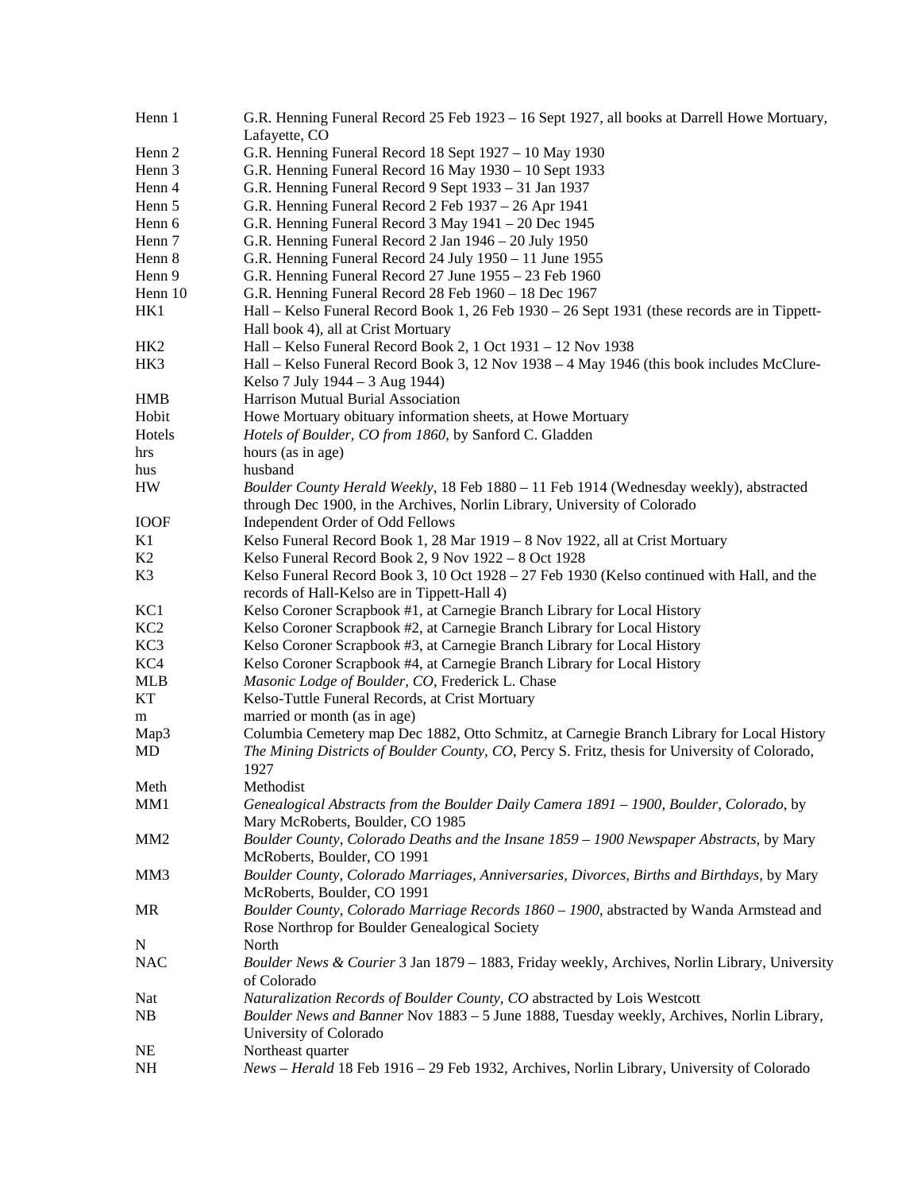| | |
|---|---|
| Henn 1 | G.R. Henning Funeral Record 25 Feb 1923 – 16 Sept 1927, all books at Darrell Howe Mortuary, Lafayette, CO |
| Henn 2 | G.R. Henning Funeral Record 18 Sept 1927 – 10 May 1930 |
| Henn 3 | G.R. Henning Funeral Record 16 May 1930 – 10 Sept 1933 |
| Henn 4 | G.R. Henning Funeral Record 9 Sept 1933 – 31 Jan 1937 |
| Henn 5 | G.R. Henning Funeral Record 2 Feb 1937 – 26 Apr 1941 |
| Henn 6 | G.R. Henning Funeral Record 3 May 1941 – 20 Dec 1945 |
| Henn 7 | G.R. Henning Funeral Record 2 Jan 1946 – 20 July 1950 |
| Henn 8 | G.R. Henning Funeral Record 24 July 1950 – 11 June 1955 |
| Henn 9 | G.R. Henning Funeral Record 27 June 1955 – 23 Feb 1960 |
| Henn 10 | G.R. Henning Funeral Record 28 Feb 1960 – 18 Dec 1967 |
| HK1 | Hall – Kelso Funeral Record Book 1, 26 Feb 1930 – 26 Sept 1931 (these records are in Tippett-Hall book 4), all at Crist Mortuary |
| HK2 | Hall – Kelso Funeral Record Book 2, 1 Oct 1931 – 12 Nov 1938 |
| HK3 | Hall – Kelso Funeral Record Book 3, 12 Nov 1938 – 4 May 1946 (this book includes McClure-Kelso 7 July 1944 – 3 Aug 1944) |
| HMB | Harrison Mutual Burial Association |
| Hobit | Howe Mortuary obituary information sheets, at Howe Mortuary |
| Hotels | *Hotels of Boulder, CO from 1860*, by Sanford C. Gladden |
| hrs | hours (as in age) |
| hus | husband |
| HW | *Boulder County Herald Weekly*, 18 Feb 1880 – 11 Feb 1914 (Wednesday weekly), abstracted through Dec 1900, in the Archives, Norlin Library, University of Colorado |
| IOOF | Independent Order of Odd Fellows |
| K1 | Kelso Funeral Record Book 1, 28 Mar 1919 – 8 Nov 1922, all at Crist Mortuary |
| K2 | Kelso Funeral Record Book 2, 9 Nov 1922 – 8 Oct 1928 |
| K3 | Kelso Funeral Record Book 3, 10 Oct 1928 – 27 Feb 1930 (Kelso continued with Hall, and the records of Hall-Kelso are in Tippett-Hall 4) |
| KC1 | Kelso Coroner Scrapbook #1, at Carnegie Branch Library for Local History |
| KC2 | Kelso Coroner Scrapbook #2, at Carnegie Branch Library for Local History |
| KC3 | Kelso Coroner Scrapbook #3, at Carnegie Branch Library for Local History |
| KC4 | Kelso Coroner Scrapbook #4, at Carnegie Branch Library for Local History |
| MLB | *Masonic Lodge of Boulder, CO*, Frederick L. Chase |
| KT | Kelso-Tuttle Funeral Records, at Crist Mortuary |
| m | married or month (as in age) |
| Map3 | Columbia Cemetery map Dec 1882, Otto Schmitz, at Carnegie Branch Library for Local History |
| MD | *The Mining Districts of Boulder County, CO*, Percy S. Fritz, thesis for University of Colorado, 1927 |
| Meth | Methodist |
| MM1 | *Genealogical Abstracts from the Boulder Daily Camera 1891 – 1900, Boulder, Colorado*, by Mary McRoberts, Boulder, CO 1985 |
| MM2 | *Boulder County, Colorado Deaths and the Insane 1859 – 1900 Newspaper Abstracts*, by Mary McRoberts, Boulder, CO 1991 |
| MM3 | *Boulder County, Colorado Marriages, Anniversaries, Divorces, Births and Birthdays*, by Mary McRoberts, Boulder, CO 1991 |
| MR | *Boulder County, Colorado Marriage Records 1860 – 1900*, abstracted by Wanda Armstead and Rose Northrop for Boulder Genealogical Society |
| N | North |
| NAC | *Boulder News & Courier* 3 Jan 1879 – 1883, Friday weekly, Archives, Norlin Library, University of Colorado |
| Nat | *Naturalization Records of Boulder County, CO* abstracted by Lois Westcott |
| NB | *Boulder News and Banner* Nov 1883 – 5 June 1888, Tuesday weekly, Archives, Norlin Library, University of Colorado |
| NE | Northeast quarter |
| NH | *News – Herald* 18 Feb 1916 – 29 Feb 1932, Archives, Norlin Library, University of Colorado |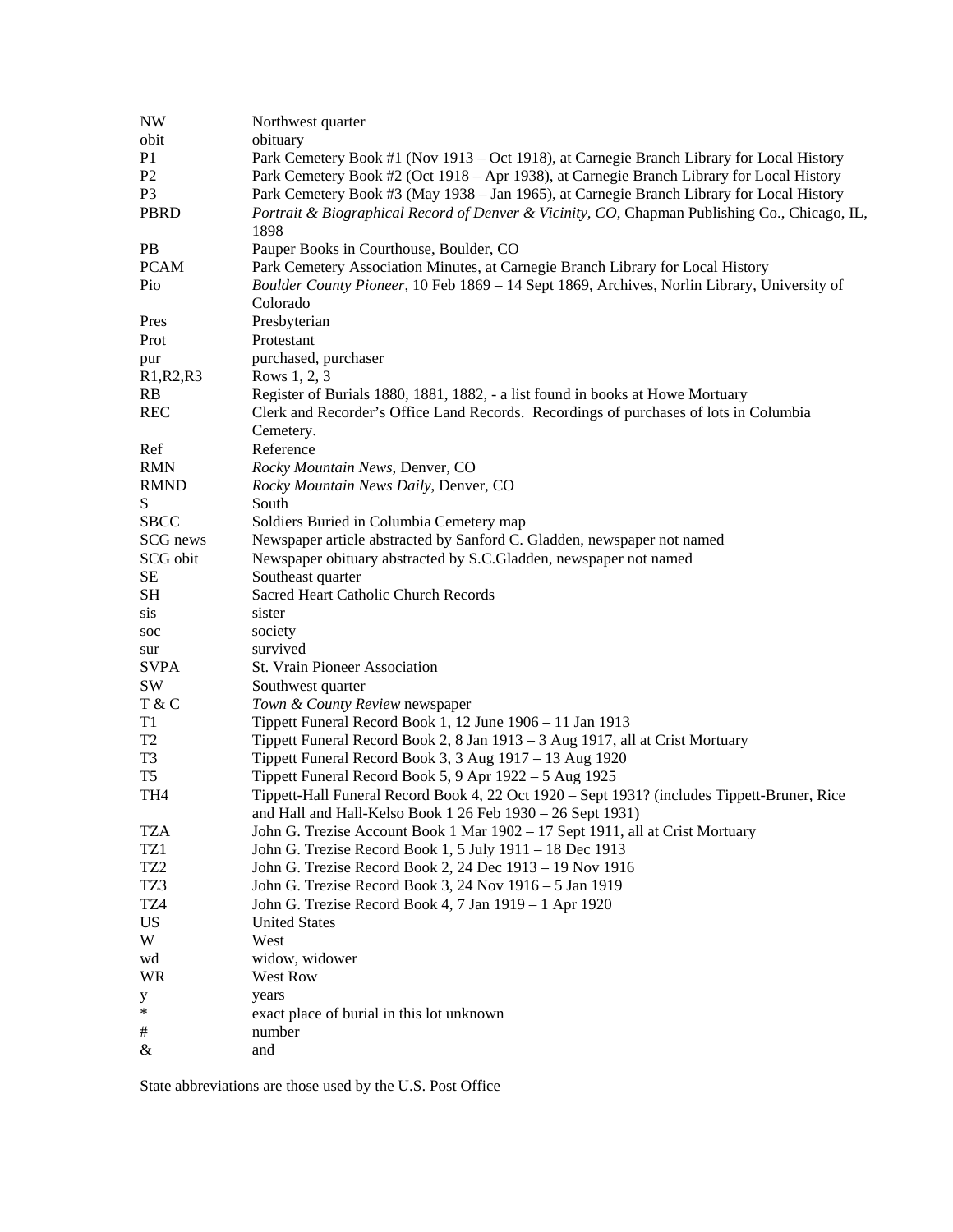| | |
|---|---|
| NW | Northwest quarter |
| obit | obituary |
| P1 | Park Cemetery Book #1 (Nov 1913 – Oct 1918), at Carnegie Branch Library for Local History |
| P2 | Park Cemetery Book #2 (Oct 1918 – Apr 1938), at Carnegie Branch Library for Local History |
| P3 | Park Cemetery Book #3 (May 1938 – Jan 1965), at Carnegie Branch Library for Local History |
| PBRD | *Portrait & Biographical Record of Denver & Vicinity, CO*, Chapman Publishing Co., Chicago, IL, 1898 |
| PB | Pauper Books in Courthouse, Boulder, CO |
| PCAM | Park Cemetery Association Minutes, at Carnegie Branch Library for Local History |
| Pio | *Boulder County Pioneer*, 10 Feb 1869 – 14 Sept 1869, Archives, Norlin Library, University of Colorado |
| Pres | Presbyterian |
| Prot | Protestant |
| pur | purchased, purchaser |
| R1,R2,R3 | Rows 1, 2, 3 |
| RB | Register of Burials 1880, 1881, 1882, - a list found in books at Howe Mortuary |
| REC | Clerk and Recorder's Office Land Records. Recordings of purchases of lots in Columbia Cemetery. |
| Ref | Reference |
| RMN | *Rocky Mountain News*, Denver, CO |
| RMND | *Rocky Mountain News Daily*, Denver, CO |
| S | South |
| SBCC | Soldiers Buried in Columbia Cemetery map |
| SCG news | Newspaper article abstracted by Sanford C. Gladden, newspaper not named |
| SCG obit | Newspaper obituary abstracted by S.C.Gladden, newspaper not named |
| SE | Southeast quarter |
| SH | Sacred Heart Catholic Church Records |
| sis | sister |
| soc | society |
| sur | survived |
| SVPA | St. Vrain Pioneer Association |
| SW | Southwest quarter |
| T & C | *Town & County Review* newspaper |
| T1 | Tippett Funeral Record Book 1, 12 June 1906 – 11 Jan 1913 |
| T2 | Tippett Funeral Record Book 2, 8 Jan 1913 – 3 Aug 1917, all at Crist Mortuary |
| T3 | Tippett Funeral Record Book 3, 3 Aug 1917 – 13 Aug 1920 |
| T5 | Tippett Funeral Record Book 5, 9 Apr 1922 – 5 Aug 1925 |
| TH4 | Tippett-Hall Funeral Record Book 4, 22 Oct 1920 – Sept 1931? (includes Tippett-Bruner, Rice and Hall and Hall-Kelso Book 1 26 Feb 1930 – 26 Sept 1931) |
| TZA | John G. Trezise Account Book 1 Mar 1902 – 17 Sept 1911, all at Crist Mortuary |
| TZ1 | John G. Trezise Record Book 1, 5 July 1911 – 18 Dec 1913 |
| TZ2 | John G. Trezise Record Book 2, 24 Dec 1913 – 19 Nov 1916 |
| TZ3 | John G. Trezise Record Book 3, 24 Nov 1916 – 5 Jan 1919 |
| TZ4 | John G. Trezise Record Book 4, 7 Jan 1919 – 1 Apr 1920 |
| US | United States |
| W | West |
| wd | widow, widower |
| WR | West Row |
| y | years |
| * | exact place of burial in this lot unknown |
| # | number |
| & | and |

State abbreviations are those used by the U.S. Post Office